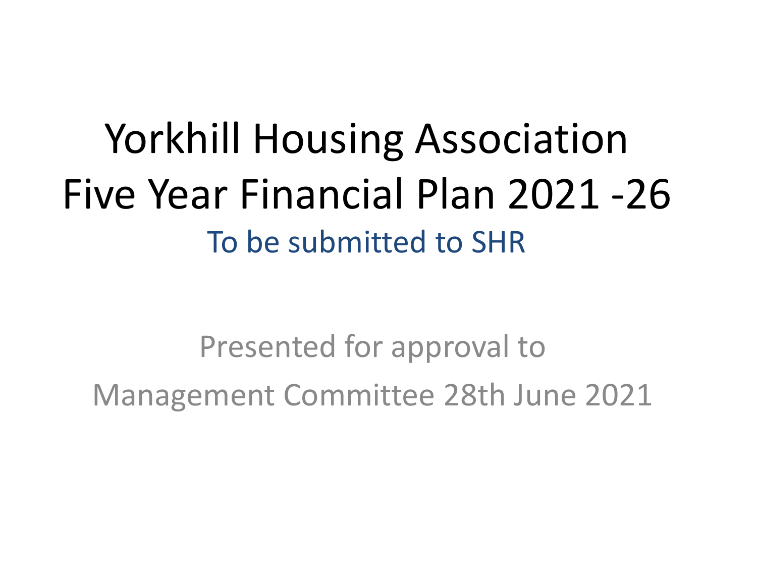# Yorkhill Housing Association
# Five Year Financial Plan 2021 -26

## To be submitted to SHR

Presented for approval to

Management Committee 28th June 2021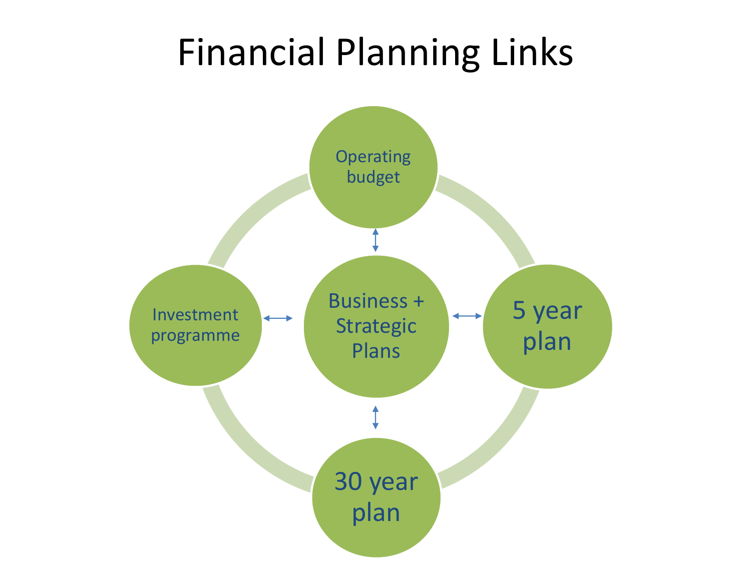# Financial Planning Links

Operating budget

Investment programme

Business + Strategic Plans

5 year plan

30 year plan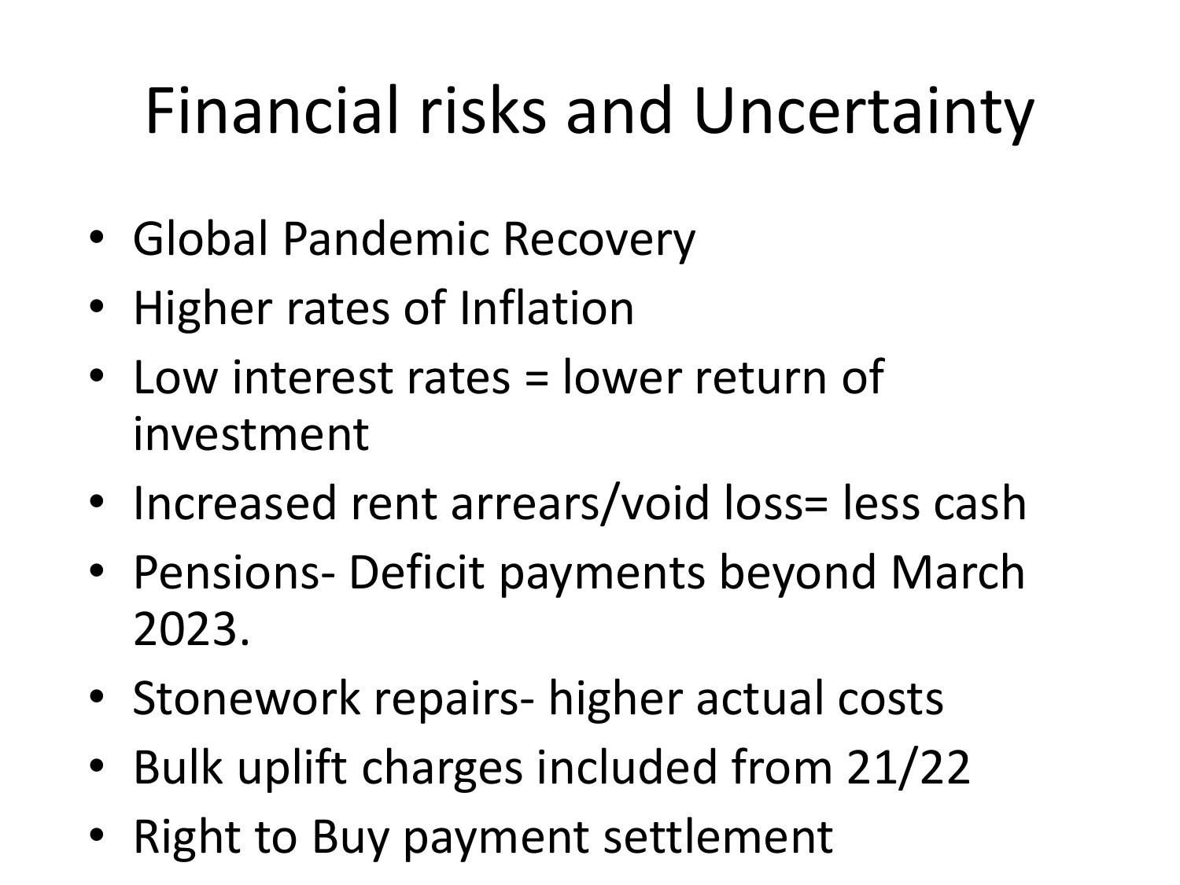# Financial risks and Uncertainty

- Global Pandemic Recovery
- Higher rates of Inflation
- Low interest rates = lower return of investment
- Increased rent arrears/void loss= less cash
- Pensions- Deficit payments beyond March 2023.
- Stonework repairs- higher actual costs
- Bulk uplift charges included from 21/22
- Right to Buy payment settlement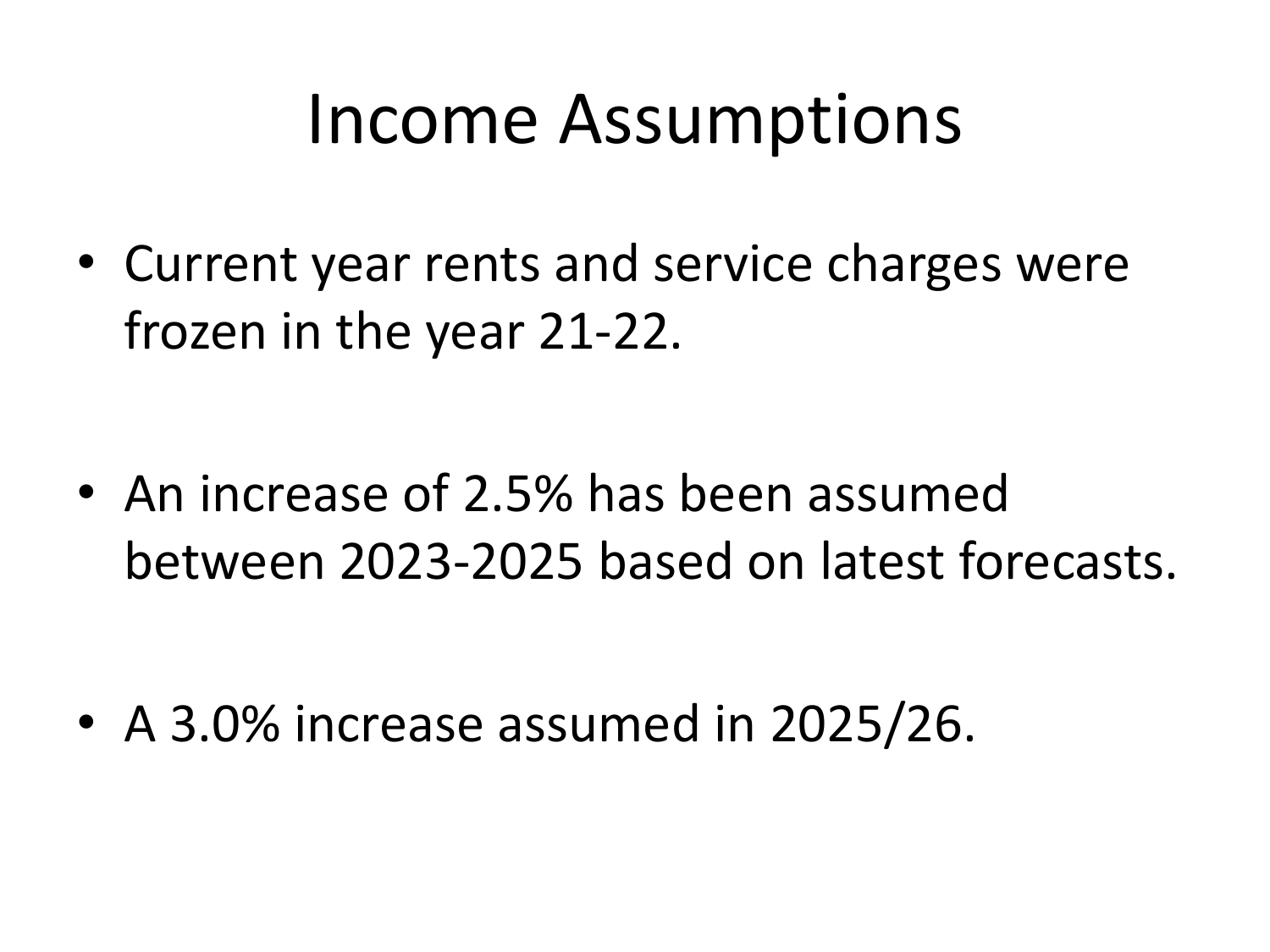# Income Assumptions

- Current year rents and service charges were frozen in the year 21-22.
- An increase of 2.5% has been assumed between 2023-2025 based on latest forecasts.
- A 3.0% increase assumed in 2025/26.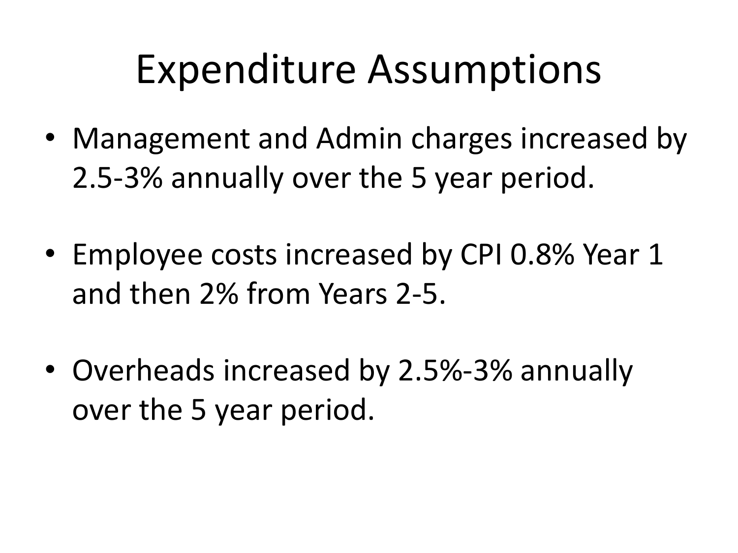# Expenditure Assumptions

- Management and Admin charges increased by 2.5-3% annually over the 5 year period.

- Employee costs increased by CPI 0.8% Year 1 and then 2% from Years 2-5.

- Overheads increased by 2.5%-3% annually over the 5 year period.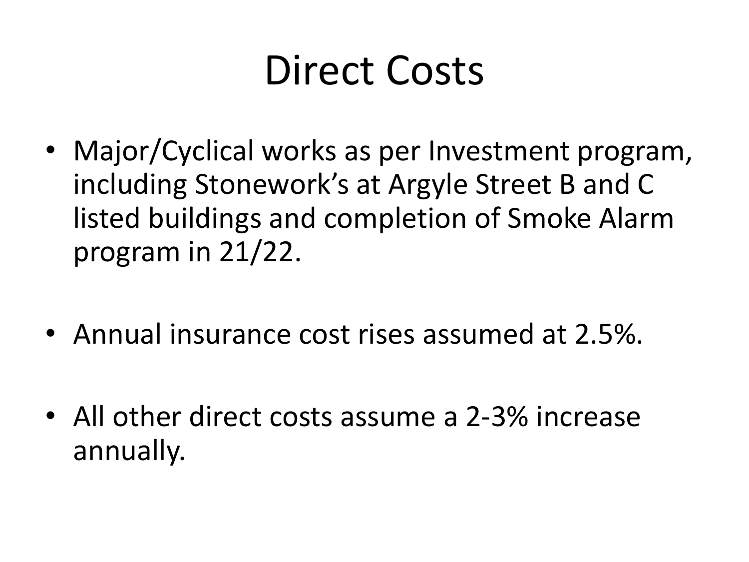# Direct Costs

- Major/Cyclical works as per Investment program, including Stonework's at Argyle Street B and C listed buildings and completion of Smoke Alarm program in 21/22.
- Annual insurance cost rises assumed at 2.5%.
- All other direct costs assume a 2-3% increase annually.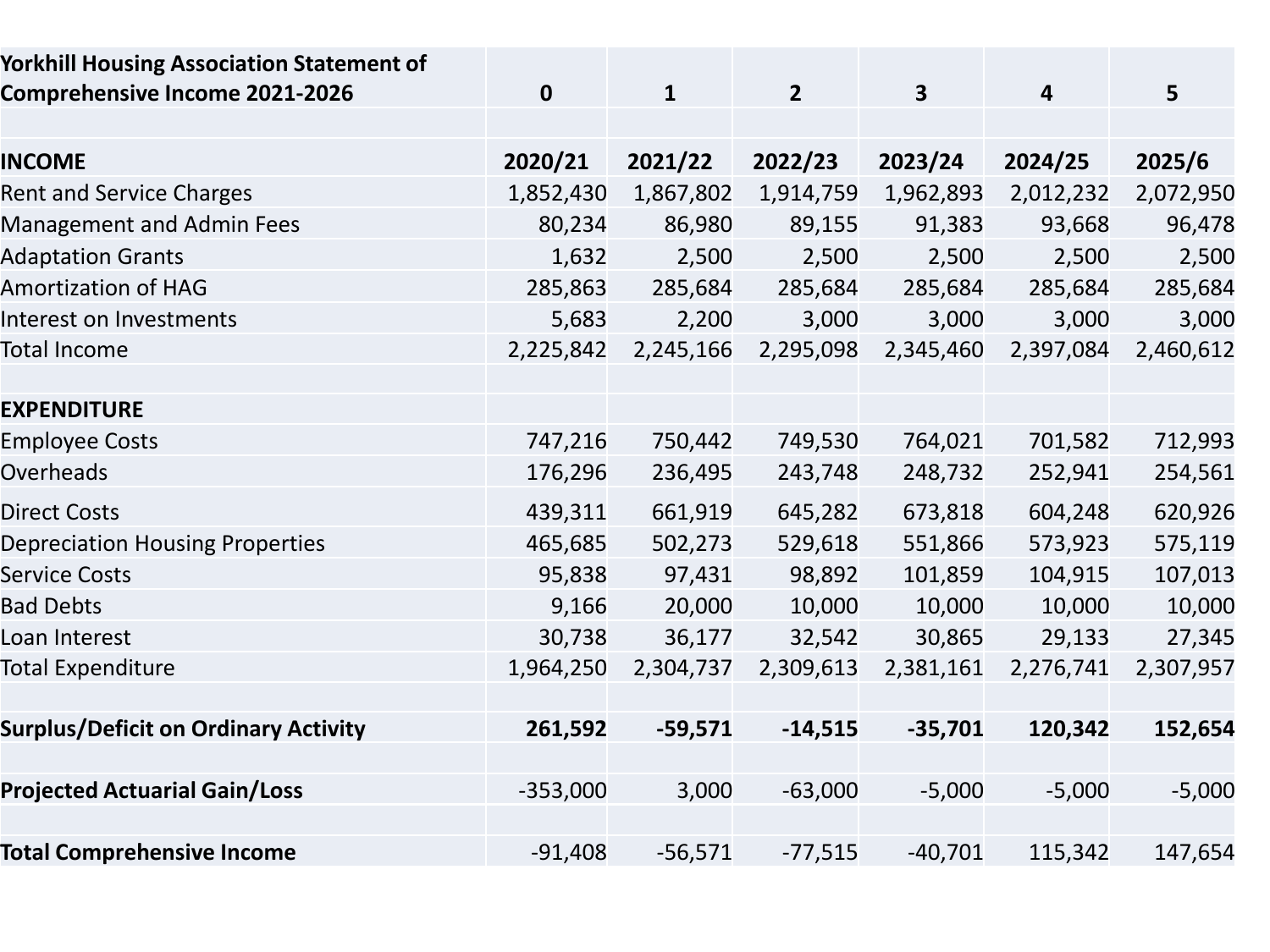| Yorkhill Housing Association Statement of Comprehensive Income 2021-2026 | 0 | 1 | 2 | 3 | 4 | 5 |
|---|---|---|---|---|---|---|
| | | | | | | |
| **INCOME** | **2020/21** | **2021/22** | **2022/23** | **2023/24** | **2024/25** | **2025/6** |
| Rent and Service Charges | 1,852,430 | 1,867,802 | 1,914,759 | 1,962,893 | 2,012,232 | 2,072,950 |
| Management and Admin Fees | 80,234 | 86,980 | 89,155 | 91,383 | 93,668 | 96,478 |
| Adaptation Grants | 1,632 | 2,500 | 2,500 | 2,500 | 2,500 | 2,500 |
| Amortization of HAG | 285,863 | 285,684 | 285,684 | 285,684 | 285,684 | 285,684 |
| Interest on Investments | 5,683 | 2,200 | 3,000 | 3,000 | 3,000 | 3,000 |
| Total Income | 2,225,842 | 2,245,166 | 2,295,098 | 2,345,460 | 2,397,084 | 2,460,612 |
| | | | | | | |
| **EXPENDITURE** | | | | | | |
| Employee Costs | 747,216 | 750,442 | 749,530 | 764,021 | 701,582 | 712,993 |
| Overheads | 176,296 | 236,495 | 243,748 | 248,732 | 252,941 | 254,561 |
| Direct Costs | 439,311 | 661,919 | 645,282 | 673,818 | 604,248 | 620,926 |
| Depreciation Housing Properties | 465,685 | 502,273 | 529,618 | 551,866 | 573,923 | 575,119 |
| Service Costs | 95,838 | 97,431 | 98,892 | 101,859 | 104,915 | 107,013 |
| Bad Debts | 9,166 | 20,000 | 10,000 | 10,000 | 10,000 | 10,000 |
| Loan Interest | 30,738 | 36,177 | 32,542 | 30,865 | 29,133 | 27,345 |
| Total Expenditure | 1,964,250 | 2,304,737 | 2,309,613 | 2,381,161 | 2,276,741 | 2,307,957 |
| | | | | | | |
| **Surplus/Deficit on Ordinary Activity** | **261,592** | **-59,571** | **-14,515** | **-35,701** | **120,342** | **152,654** |
| | | | | | | |
| **Projected Actuarial Gain/Loss** | -353,000 | 3,000 | -63,000 | -5,000 | -5,000 | -5,000 |
| | | | | | | |
| **Total Comprehensive Income** | -91,408 | -56,571 | -77,515 | -40,701 | 115,342 | 147,654 |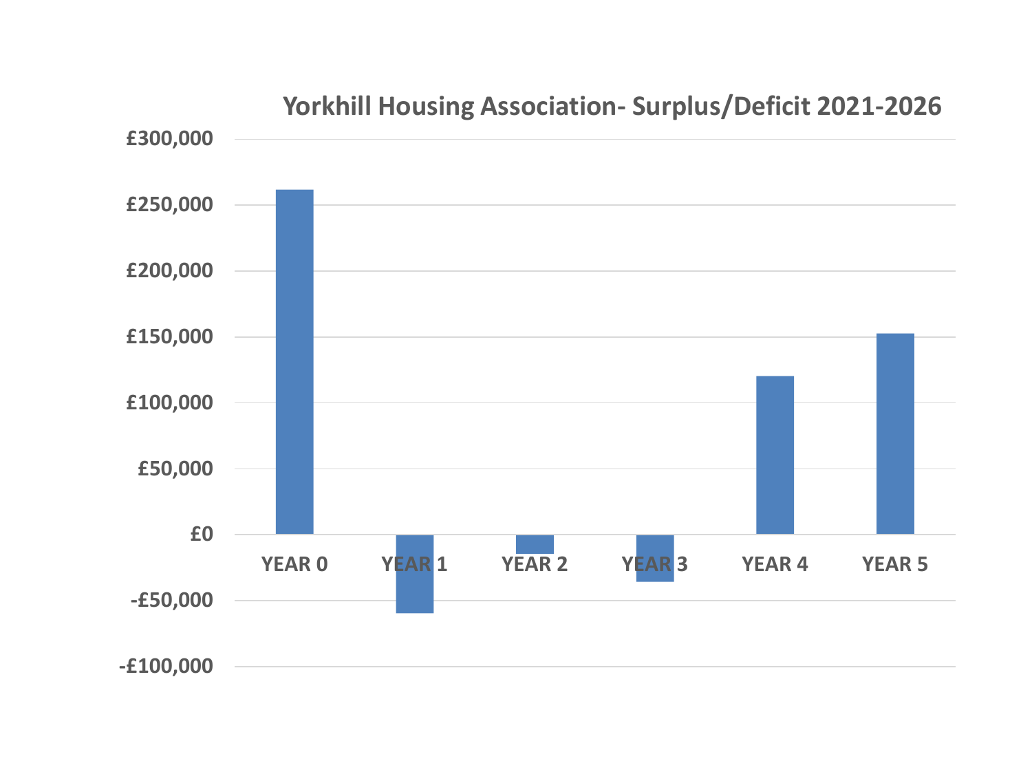**Yorkhill Housing Association- Surplus/Deficit 2021-2026**

£300,000

£250,000

£200,000

£150,000

£100,000

£50,000

£0

-£50,000

-£100,000

YEAR 0 YEAR 1 YEAR 2 YEAR 3 YEAR 4 YEAR 5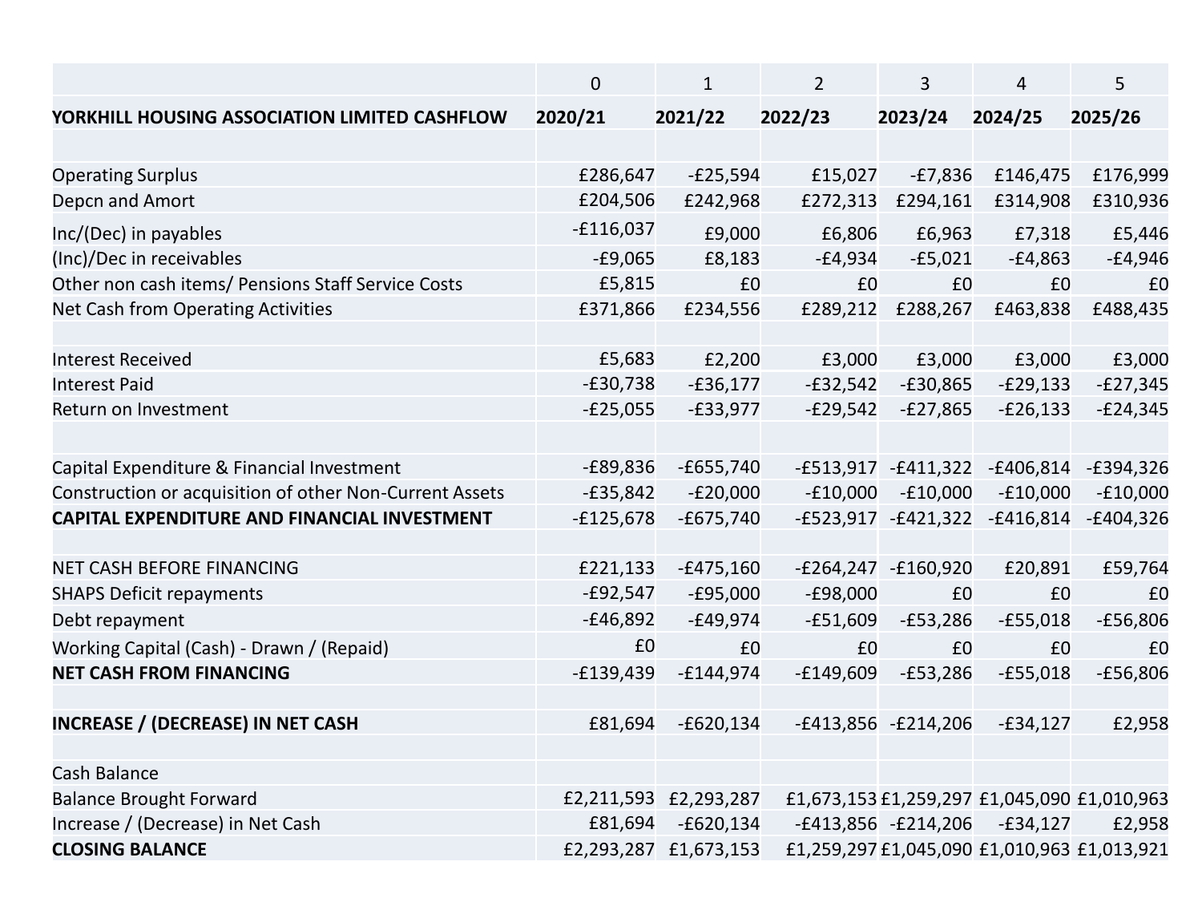| | 0 | 1 | 2 | 3 | 4 | 5 |
|---|---|---|---|---|---|---|
| **YORKHILL HOUSING ASSOCIATION LIMITED CASHFLOW** | **2020/21** | **2021/22** | **2022/23** | **2023/24** | **2024/25** | **2025/26** |
| | | | | | | |
| Operating Surplus | £286,647 | -£25,594 | £15,027 | -£7,836 | £146,475 | £176,999 |
| Depcn and Amort | £204,506 | £242,968 | £272,313 | £294,161 | £314,908 | £310,936 |
| Inc/(Dec) in payables | -£116,037 | £9,000 | £6,806 | £6,963 | £7,318 | £5,446 |
| (Inc)/Dec in receivables | -£9,065 | £8,183 | -£4,934 | -£5,021 | -£4,863 | -£4,946 |
| Other non cash items/ Pensions Staff Service Costs | £5,815 | £0 | £0 | £0 | £0 | £0 |
| Net Cash from Operating Activities | £371,866 | £234,556 | £289,212 | £288,267 | £463,838 | £488,435 |
| | | | | | | |
| Interest Received | £5,683 | £2,200 | £3,000 | £3,000 | £3,000 | £3,000 |
| Interest Paid | -£30,738 | -£36,177 | -£32,542 | -£30,865 | -£29,133 | -£27,345 |
| Return on Investment | -£25,055 | -£33,977 | -£29,542 | -£27,865 | -£26,133 | -£24,345 |
| | | | | | | |
| Capital Expenditure & Financial Investment | -£89,836 | -£655,740 | -£513,917 | -£411,322 | -£406,814 | -£394,326 |
| Construction or acquisition of other Non-Current Assets | -£35,842 | -£20,000 | -£10,000 | -£10,000 | -£10,000 | -£10,000 |
| **CAPITAL EXPENDITURE AND FINANCIAL INVESTMENT** | -£125,678 | -£675,740 | -£523,917 | -£421,322 | -£416,814 | -£404,326 |
| | | | | | | |
| NET CASH BEFORE FINANCING | £221,133 | -£475,160 | -£264,247 | -£160,920 | £20,891 | £59,764 |
| SHAPS Deficit repayments | -£92,547 | -£95,000 | -£98,000 | £0 | £0 | £0 |
| Debt repayment | -£46,892 | -£49,974 | -£51,609 | -£53,286 | -£55,018 | -£56,806 |
| Working Capital (Cash) - Drawn / (Repaid) | £0 | £0 | £0 | £0 | £0 | £0 |
| **NET CASH FROM FINANCING** | -£139,439 | -£144,974 | -£149,609 | -£53,286 | -£55,018 | -£56,806 |
| | | | | | | |
| **INCREASE / (DECREASE) IN NET CASH** | £81,694 | -£620,134 | -£413,856 | -£214,206 | -£34,127 | £2,958 |
| | | | | | | |
| Cash Balance | | | | | | |
| Balance Brought Forward | £2,211,593 | £2,293,287 | £1,673,153 | £1,259,297 | £1,045,090 | £1,010,963 |
| Increase / (Decrease) in Net Cash | £81,694 | -£620,134 | -£413,856 | -£214,206 | -£34,127 | £2,958 |
| **CLOSING BALANCE** | £2,293,287 | £1,673,153 | £1,259,297 | £1,045,090 | £1,010,963 | £1,013,921 |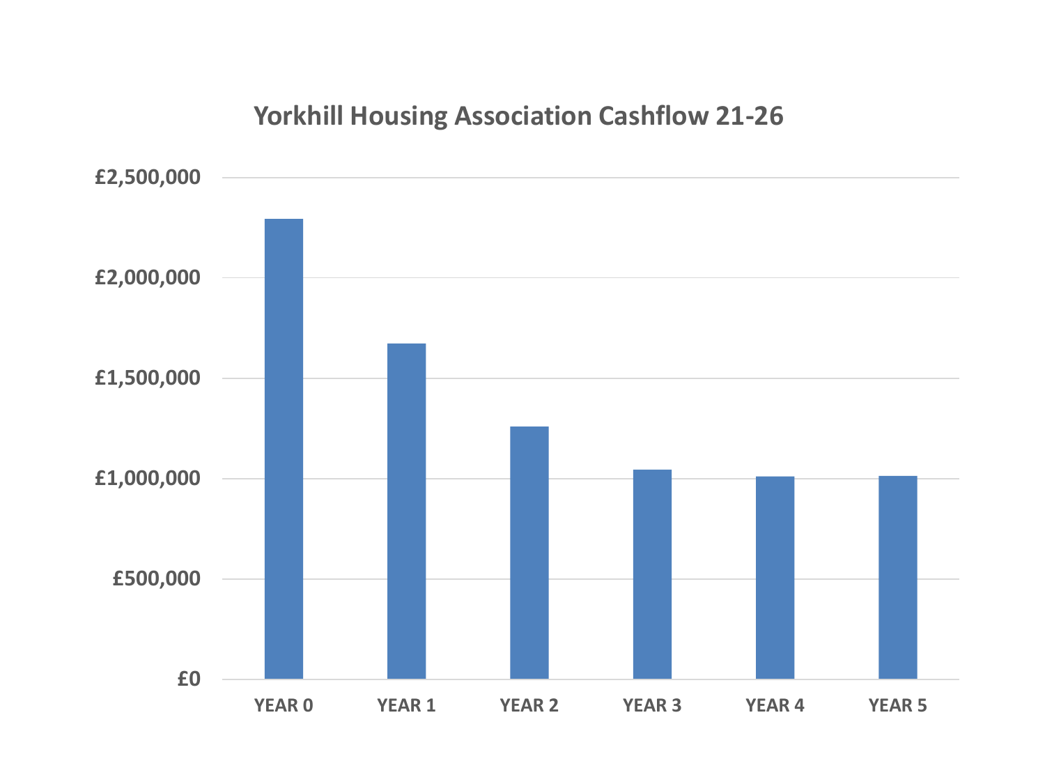## Yorkhill Housing Association Cashflow 21-26

£2,500,000

£2,000,000

£1,500,000

£1,000,000

£500,000

£0

YEAR 0 YEAR 1 YEAR 2 YEAR 3 YEAR 4 YEAR 5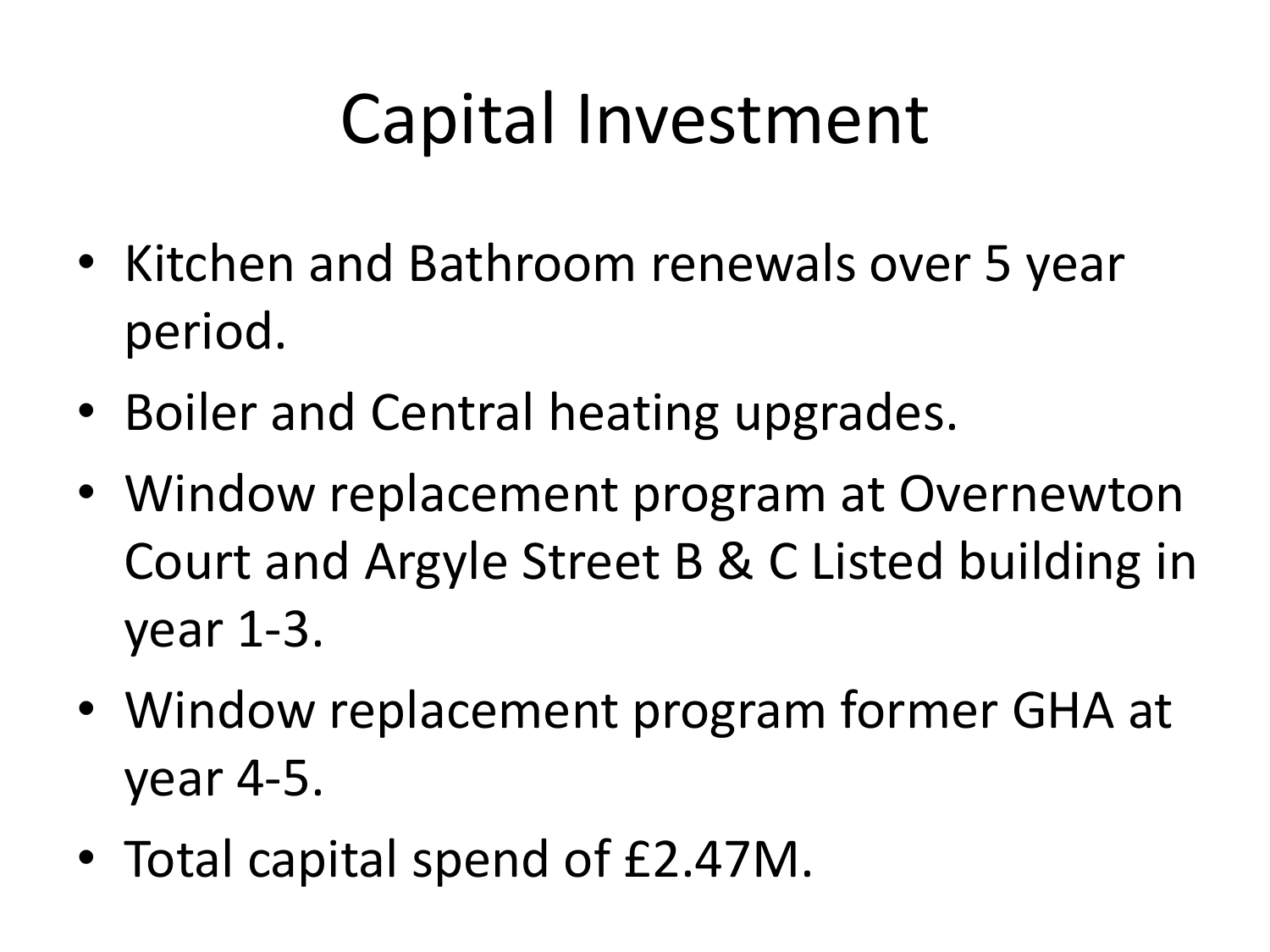# Capital Investment

- Kitchen and Bathroom renewals over 5 year period.
- Boiler and Central heating upgrades.
- Window replacement program at Overnewton Court and Argyle Street B & C Listed building in year 1-3.
- Window replacement program former GHA at year 4-5.
- Total capital spend of £2.47M.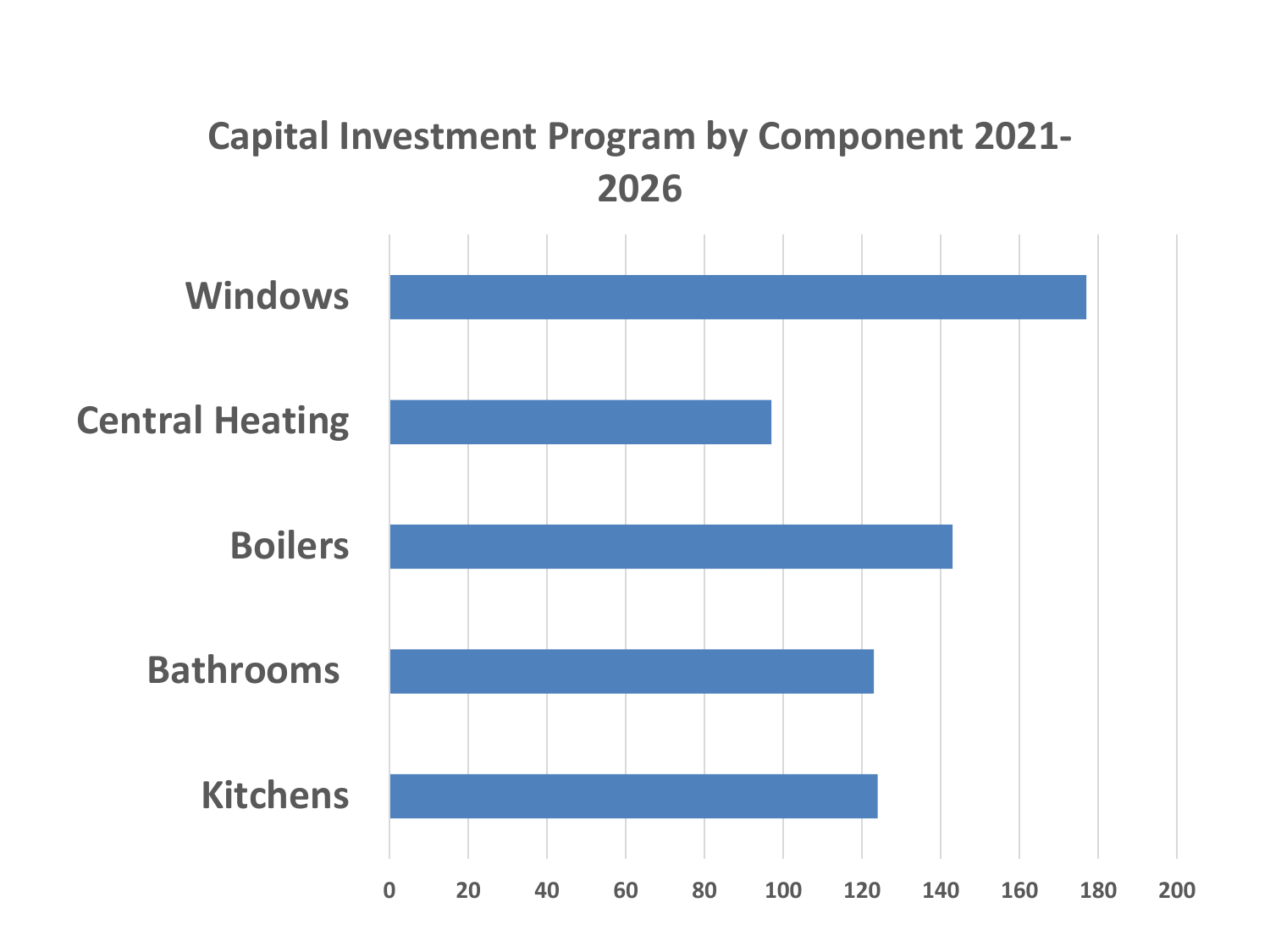## Capital Investment Program by Component 2021-2026

| Component | Value (approx.) |
|---|---|
| Windows | 177 |
| Central Heating | 97 |
| Boilers | 143 |
| Bathrooms | 123 |
| Kitchens | 124 |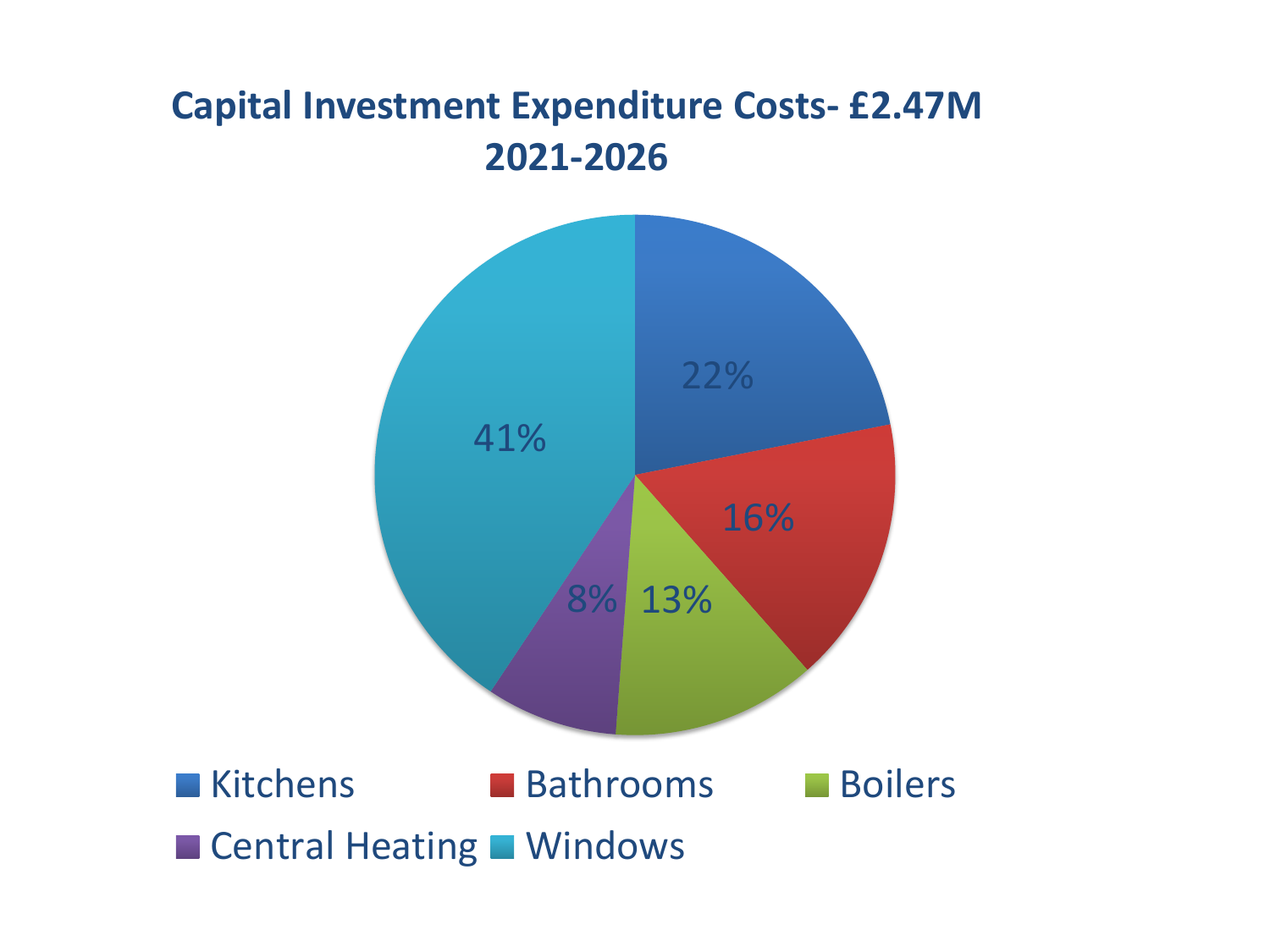**Capital Investment Expenditure Costs- £2.47M 2021-2026**

| Category | Percentage |
| --- | --- |
| Kitchens | 22% |
| Bathrooms | 16% |
| Boilers | 13% |
| Central Heating | 8% |
| Windows | 41% |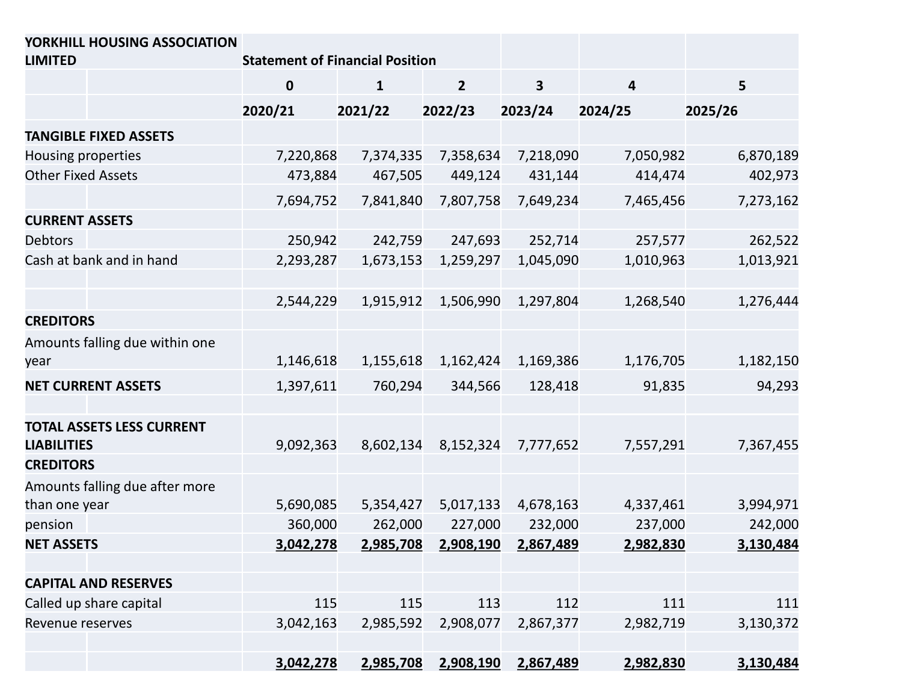| YORKHILL HOUSING ASSOCIATION LIMITED | Statement of Financial Position | | | | | |
|---|---|---|---|---|---|---|
| | 0 | 1 | 2 | 3 | 4 | 5 |
| | 2020/21 | 2021/22 | 2022/23 | 2023/24 | 2024/25 | 2025/26 |
| **TANGIBLE FIXED ASSETS** | | | | | | |
| Housing properties | 7,220,868 | 7,374,335 | 7,358,634 | 7,218,090 | 7,050,982 | 6,870,189 |
| Other Fixed Assets | 473,884 | 467,505 | 449,124 | 431,144 | 414,474 | 402,973 |
| | 7,694,752 | 7,841,840 | 7,807,758 | 7,649,234 | 7,465,456 | 7,273,162 |
| **CURRENT ASSETS** | | | | | | |
| Debtors | 250,942 | 242,759 | 247,693 | 252,714 | 257,577 | 262,522 |
| Cash at bank and in hand | 2,293,287 | 1,673,153 | 1,259,297 | 1,045,090 | 1,010,963 | 1,013,921 |
| | | | | | | |
| | 2,544,229 | 1,915,912 | 1,506,990 | 1,297,804 | 1,268,540 | 1,276,444 |
| **CREDITORS** | | | | | | |
| Amounts falling due within one year | 1,146,618 | 1,155,618 | 1,162,424 | 1,169,386 | 1,176,705 | 1,182,150 |
| **NET CURRENT ASSETS** | 1,397,611 | 760,294 | 344,566 | 128,418 | 91,835 | 94,293 |
| | | | | | | |
| **TOTAL ASSETS LESS CURRENT LIABILITIES** | 9,092,363 | 8,602,134 | 8,152,324 | 7,777,652 | 7,557,291 | 7,367,455 |
| **CREDITORS** | | | | | | |
| Amounts falling due after more than one year | 5,690,085 | 5,354,427 | 5,017,133 | 4,678,163 | 4,337,461 | 3,994,971 |
| pension | 360,000 | 262,000 | 227,000 | 232,000 | 237,000 | 242,000 |
| **NET ASSETS** | **3,042,278** | **2,985,708** | **2,908,190** | **2,867,489** | **2,982,830** | **3,130,484** |
| | | | | | | |
| **CAPITAL AND RESERVES** | | | | | | |
| Called up share capital | 115 | 115 | 113 | 112 | 111 | 111 |
| Revenue reserves | 3,042,163 | 2,985,592 | 2,908,077 | 2,867,377 | 2,982,719 | 3,130,372 |
| | | | | | | |
| | **3,042,278** | **2,985,708** | **2,908,190** | **2,867,489** | **2,982,830** | **3,130,484** |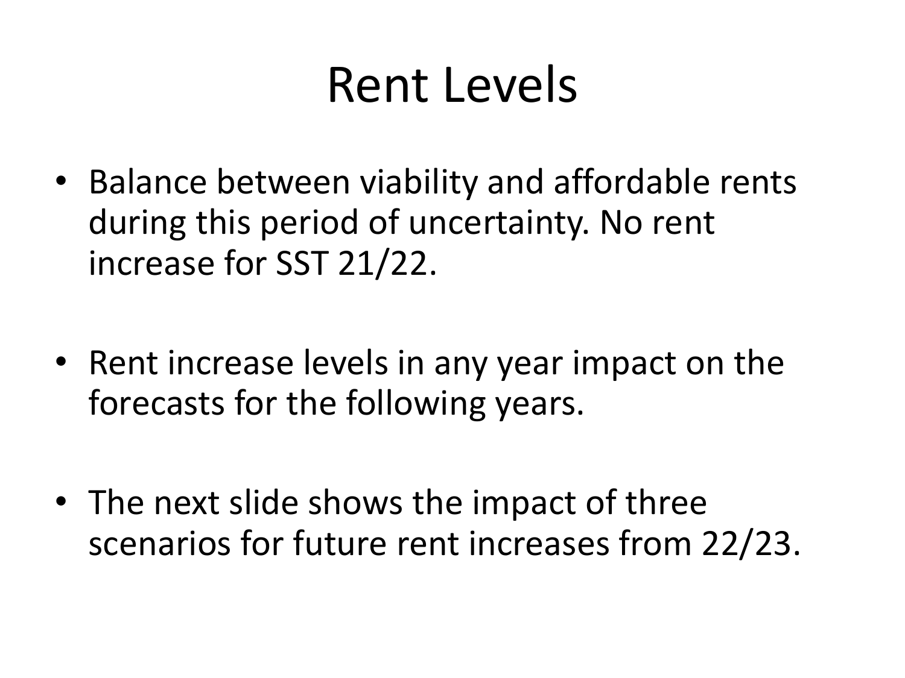# Rent Levels

- Balance between viability and affordable rents during this period of uncertainty. No rent increase for SST 21/22.

- Rent increase levels in any year impact on the forecasts for the following years.

- The next slide shows the impact of three scenarios for future rent increases from 22/23.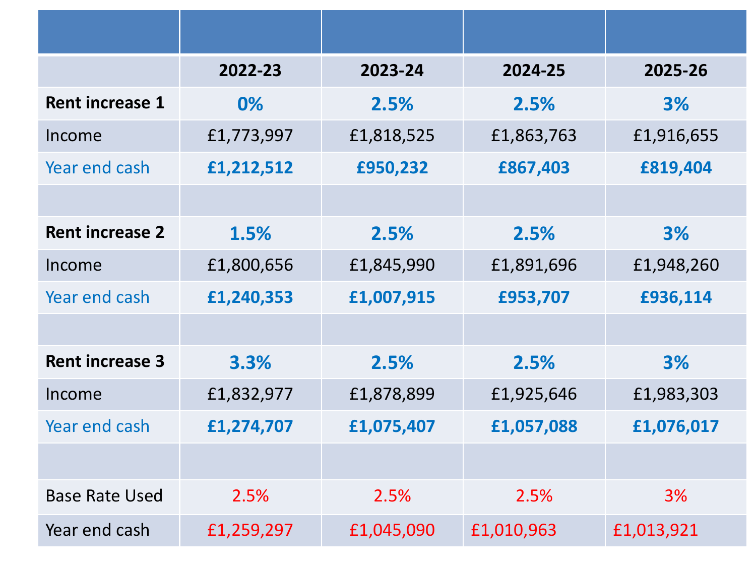| | 2022-23 | 2023-24 | 2024-25 | 2025-26 |
|---|---|---|---|---|
| **Rent increase 1** | **0%** | **2.5%** | **2.5%** | **3%** |
| Income | £1,773,997 | £1,818,525 | £1,863,763 | £1,916,655 |
| Year end cash | **£1,212,512** | **£950,232** | **£867,403** | **£819,404** |
| | | | | |
| **Rent increase 2** | **1.5%** | **2.5%** | **2.5%** | **3%** |
| Income | £1,800,656 | £1,845,990 | £1,891,696 | £1,948,260 |
| Year end cash | **£1,240,353** | **£1,007,915** | **£953,707** | **£936,114** |
| | | | | |
| **Rent increase 3** | **3.3%** | **2.5%** | **2.5%** | **3%** |
| Income | £1,832,977 | £1,878,899 | £1,925,646 | £1,983,303 |
| Year end cash | **£1,274,707** | **£1,075,407** | **£1,057,088** | **£1,076,017** |
| | | | | |
| Base Rate Used | 2.5% | 2.5% | 2.5% | 3% |
| Year end cash | £1,259,297 | £1,045,090 | £1,010,963 | £1,013,921 |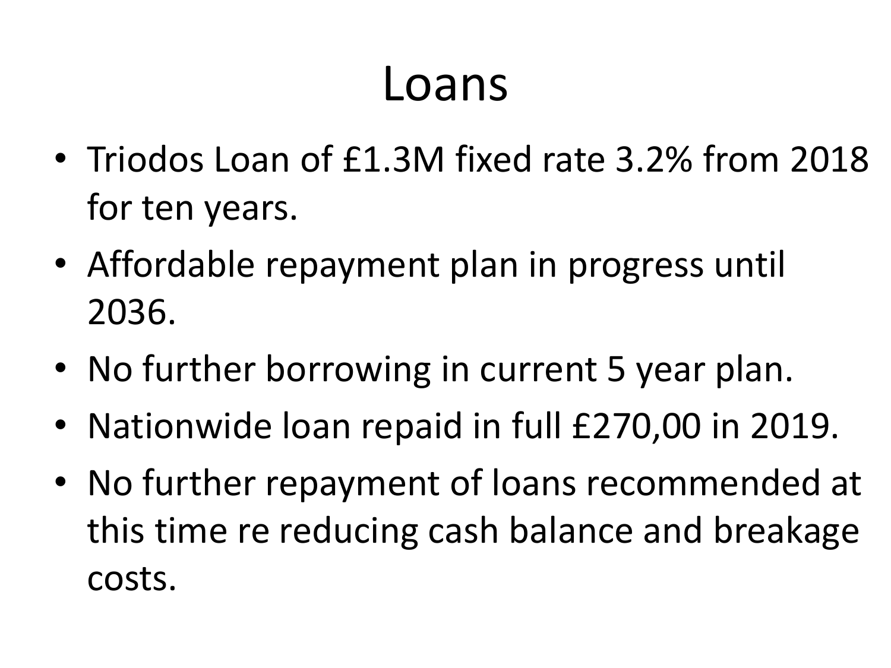# Loans

- Triodos Loan of £1.3M fixed rate 3.2% from 2018 for ten years.
- Affordable repayment plan in progress until 2036.
- No further borrowing in current 5 year plan.
- Nationwide loan repaid in full £270,00 in 2019.
- No further repayment of loans recommended at this time re reducing cash balance and breakage costs.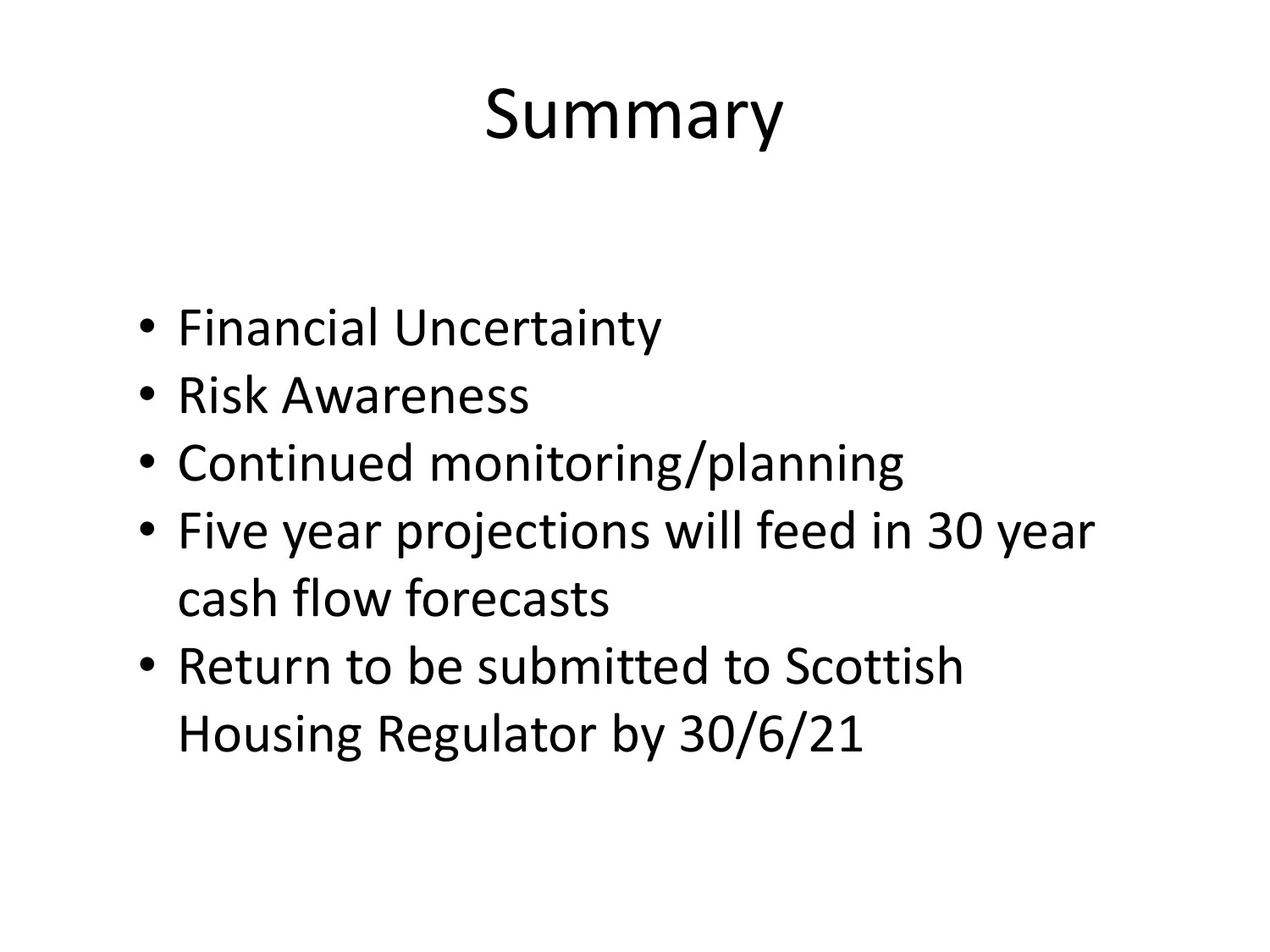# Summary

- Financial Uncertainty
- Risk Awareness
- Continued monitoring/planning
- Five year projections will feed in 30 year cash flow forecasts
- Return to be submitted to Scottish Housing Regulator by 30/6/21